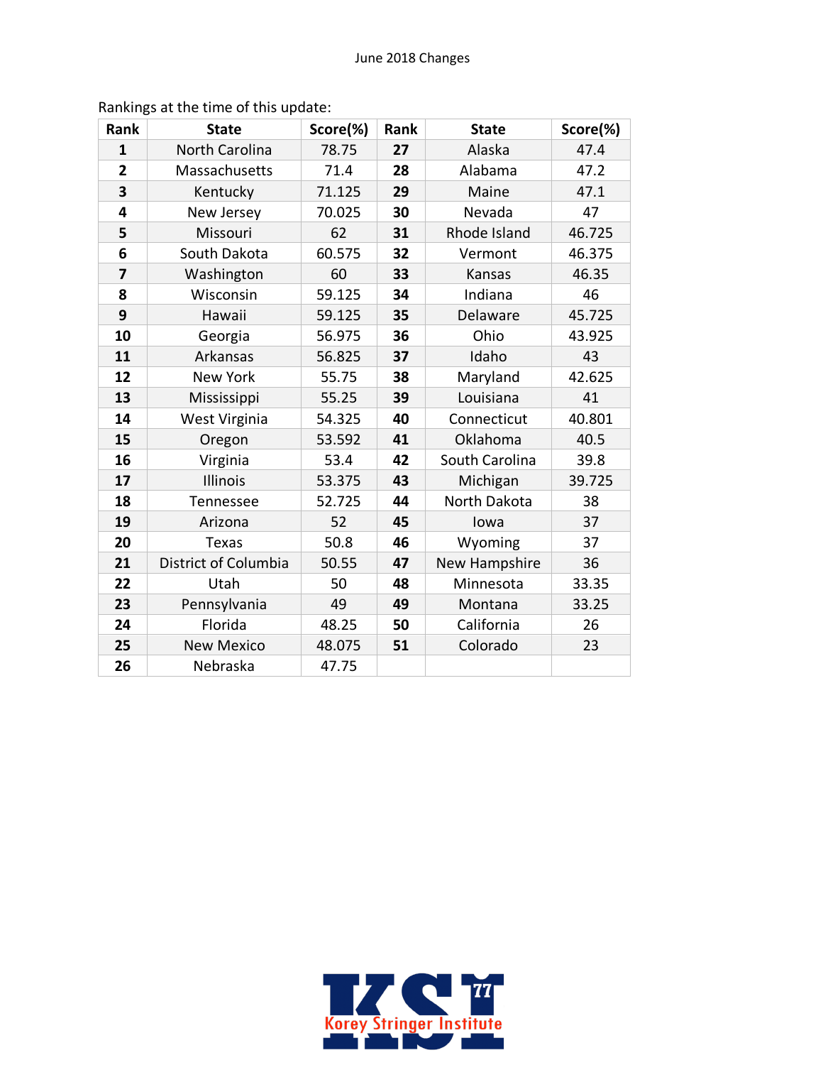June 2018 Changes

Rankings at the time of this update:

| Rank | State | Score(%) | Rank | State | Score(%) |
|---|---|---|---|---|---|
| **1** | North Carolina | 78.75 | **27** | Alaska | 47.4 |
| **2** | Massachusetts | 71.4 | **28** | Alabama | 47.2 |
| **3** | Kentucky | 71.125 | **29** | Maine | 47.1 |
| **4** | New Jersey | 70.025 | **30** | Nevada | 47 |
| **5** | Missouri | 62 | **31** | Rhode Island | 46.725 |
| **6** | South Dakota | 60.575 | **32** | Vermont | 46.375 |
| **7** | Washington | 60 | **33** | Kansas | 46.35 |
| **8** | Wisconsin | 59.125 | **34** | Indiana | 46 |
| **9** | Hawaii | 59.125 | **35** | Delaware | 45.725 |
| **10** | Georgia | 56.975 | **36** | Ohio | 43.925 |
| **11** | Arkansas | 56.825 | **37** | Idaho | 43 |
| **12** | New York | 55.75 | **38** | Maryland | 42.625 |
| **13** | Mississippi | 55.25 | **39** | Louisiana | 41 |
| **14** | West Virginia | 54.325 | **40** | Connecticut | 40.801 |
| **15** | Oregon | 53.592 | **41** | Oklahoma | 40.5 |
| **16** | Virginia | 53.4 | **42** | South Carolina | 39.8 |
| **17** | Illinois | 53.375 | **43** | Michigan | 39.725 |
| **18** | Tennessee | 52.725 | **44** | North Dakota | 38 |
| **19** | Arizona | 52 | **45** | Iowa | 37 |
| **20** | Texas | 50.8 | **46** | Wyoming | 37 |
| **21** | District of Columbia | 50.55 | **47** | New Hampshire | 36 |
| **22** | Utah | 50 | **48** | Minnesota | 33.35 |
| **23** | Pennsylvania | 49 | **49** | Montana | 33.25 |
| **24** | Florida | 48.25 | **50** | California | 26 |
| **25** | New Mexico | 48.075 | **51** | Colorado | 23 |
| **26** | Nebraska | 47.75 | | | |

Korey Stringer Institute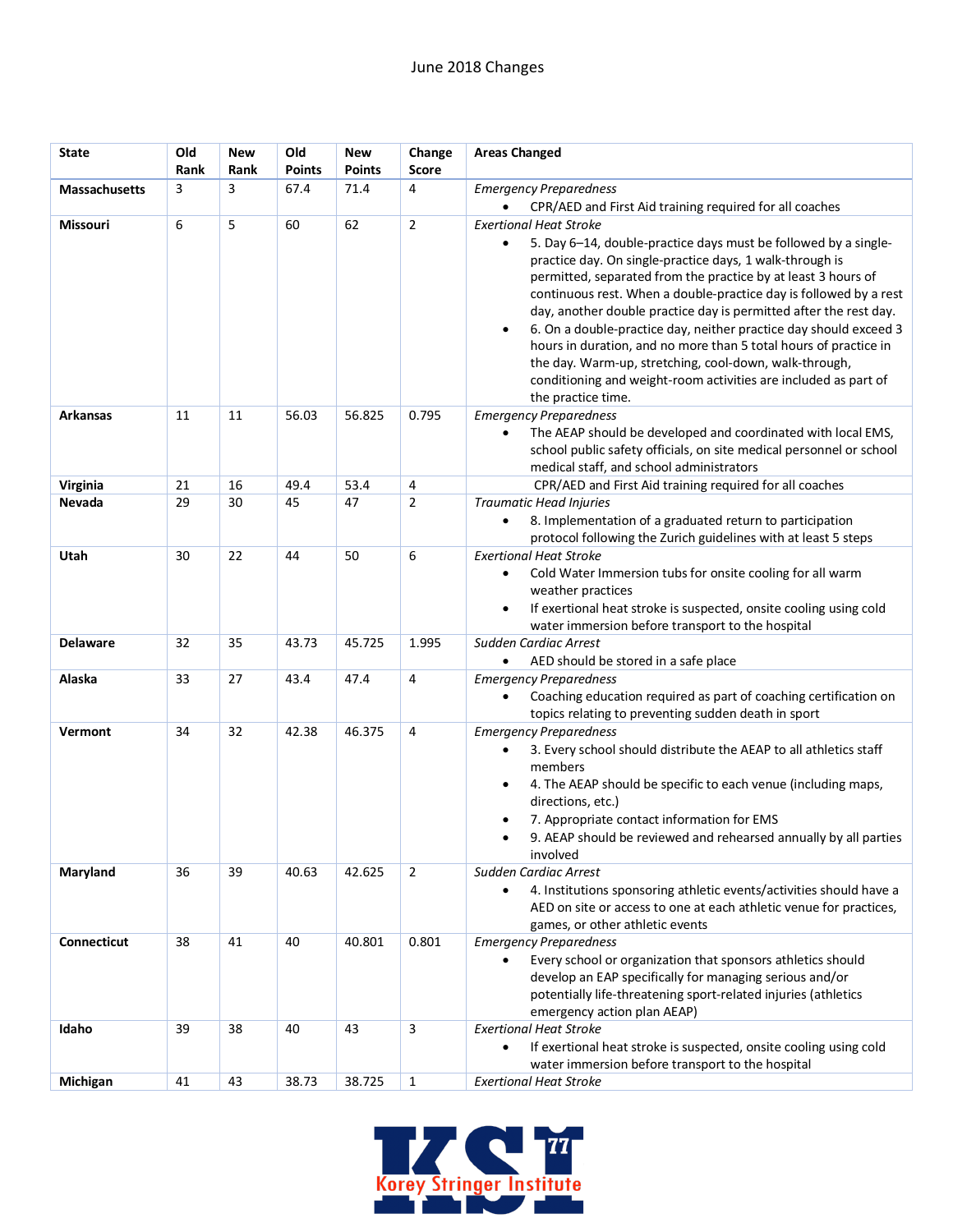June 2018 Changes

| State | Old Rank | New Rank | Old Points | New Points | Change Score | Areas Changed |
|---|---|---|---|---|---|---|
| **Massachusetts** | 3 | 3 | 67.4 | 71.4 | 4 | *Emergency Preparedness*<br>• CPR/AED and First Aid training required for all coaches |
| **Missouri** | 6 | 5 | 60 | 62 | 2 | *Exertional Heat Stroke*<br>• 5. Day 6–14, double-practice days must be followed by a single-practice day. On single-practice days, 1 walk-through is permitted, separated from the practice by at least 3 hours of continuous rest. When a double-practice day is followed by a rest day, another double practice day is permitted after the rest day.<br>• 6. On a double-practice day, neither practice day should exceed 3 hours in duration, and no more than 5 total hours of practice in the day. Warm-up, stretching, cool-down, walk-through, conditioning and weight-room activities are included as part of the practice time. |
| **Arkansas** | 11 | 11 | 56.03 | 56.825 | 0.795 | *Emergency Preparedness*<br>• The AEAP should be developed and coordinated with local EMS, school public safety officials, on site medical personnel or school medical staff, and school administrators |
| **Virginia** | 21 | 16 | 49.4 | 53.4 | 4 | CPR/AED and First Aid training required for all coaches |
| **Nevada** | 29 | 30 | 45 | 47 | 2 | *Traumatic Head Injuries*<br>• 8. Implementation of a graduated return to participation protocol following the Zurich guidelines with at least 5 steps |
| **Utah** | 30 | 22 | 44 | 50 | 6 | *Exertional Heat Stroke*<br>• Cold Water Immersion tubs for onsite cooling for all warm weather practices<br>• If exertional heat stroke is suspected, onsite cooling using cold water immersion before transport to the hospital |
| **Delaware** | 32 | 35 | 43.73 | 45.725 | 1.995 | *Sudden Cardiac Arrest*<br>• AED should be stored in a safe place |
| **Alaska** | 33 | 27 | 43.4 | 47.4 | 4 | *Emergency Preparedness*<br>• Coaching education required as part of coaching certification on topics relating to preventing sudden death in sport |
| **Vermont** | 34 | 32 | 42.38 | 46.375 | 4 | *Emergency Preparedness*<br>• 3. Every school should distribute the AEAP to all athletics staff members<br>• 4. The AEAP should be specific to each venue (including maps, directions, etc.)<br>• 7. Appropriate contact information for EMS<br>• 9. AEAP should be reviewed and rehearsed annually by all parties involved |
| **Maryland** | 36 | 39 | 40.63 | 42.625 | 2 | *Sudden Cardiac Arrest*<br>• 4. Institutions sponsoring athletic events/activities should have a AED on site or access to one at each athletic venue for practices, games, or other athletic events |
| **Connecticut** | 38 | 41 | 40 | 40.801 | 0.801 | *Emergency Preparedness*<br>• Every school or organization that sponsors athletics should develop an EAP specifically for managing serious and/or potentially life-threatening sport-related injuries (athletics emergency action plan AEAP) |
| **Idaho** | 39 | 38 | 40 | 43 | 3 | *Exertional Heat Stroke*<br>• If exertional heat stroke is suspected, onsite cooling using cold water immersion before transport to the hospital |
| **Michigan** | 41 | 43 | 38.73 | 38.725 | 1 | *Exertional Heat Stroke* |

Korey Stringer Institute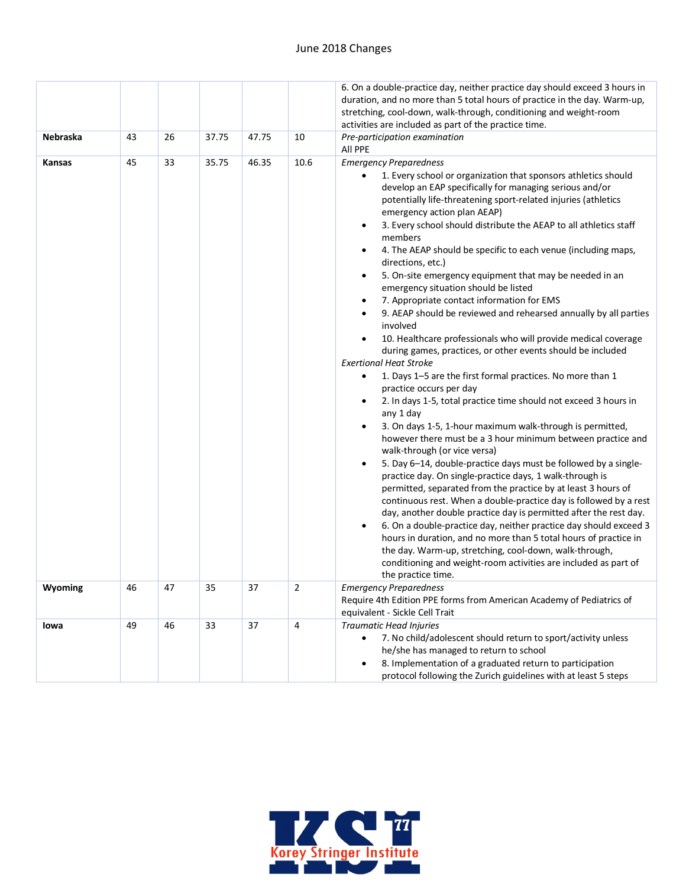# June 2018 Changes

| | | | | | | |
|---|---|---|---|---|---|---|
| | | | | | | 6. On a double-practice day, neither practice day should exceed 3 hours in duration, and no more than 5 total hours of practice in the day. Warm-up, stretching, cool-down, walk-through, conditioning and weight-room activities are included as part of the practice time. |
| **Nebraska** | 43 | 26 | 37.75 | 47.75 | 10 | *Pre-participation examination*<br>All PPE |
| **Kansas** | 45 | 33 | 35.75 | 46.35 | 10.6 | *Emergency Preparedness*<br>• 1. Every school or organization that sponsors athletics should develop an EAP specifically for managing serious and/or potentially life-threatening sport-related injuries (athletics emergency action plan AEAP)<br>• 3. Every school should distribute the AEAP to all athletics staff members<br>• 4. The AEAP should be specific to each venue (including maps, directions, etc.)<br>• 5. On-site emergency equipment that may be needed in an emergency situation should be listed<br>• 7. Appropriate contact information for EMS<br>• 9. AEAP should be reviewed and rehearsed annually by all parties involved<br>• 10. Healthcare professionals who will provide medical coverage during games, practices, or other events should be included<br>*Exertional Heat Stroke*<br>• 1. Days 1–5 are the first formal practices. No more than 1 practice occurs per day<br>• 2. In days 1-5, total practice time should not exceed 3 hours in any 1 day<br>• 3. On days 1-5, 1-hour maximum walk-through is permitted, however there must be a 3 hour minimum between practice and walk-through (or vice versa)<br>• 5. Day 6–14, double-practice days must be followed by a single-practice day. On single-practice days, 1 walk-through is permitted, separated from the practice by at least 3 hours of continuous rest. When a double-practice day is followed by a rest day, another double practice day is permitted after the rest day.<br>• 6. On a double-practice day, neither practice day should exceed 3 hours in duration, and no more than 5 total hours of practice in the day. Warm-up, stretching, cool-down, walk-through, conditioning and weight-room activities are included as part of the practice time. |
| **Wyoming** | 46 | 47 | 35 | 37 | 2 | *Emergency Preparedness*<br>Require 4th Edition PPE forms from American Academy of Pediatrics of equivalent - Sickle Cell Trait |
| **Iowa** | 49 | 46 | 33 | 37 | 4 | *Traumatic Head Injuries*<br>• 7. No child/adolescent should return to sport/activity unless he/she has managed to return to school<br>• 8. Implementation of a graduated return to participation protocol following the Zurich guidelines with at least 5 steps |

KSI 77 Korey Stringer Institute